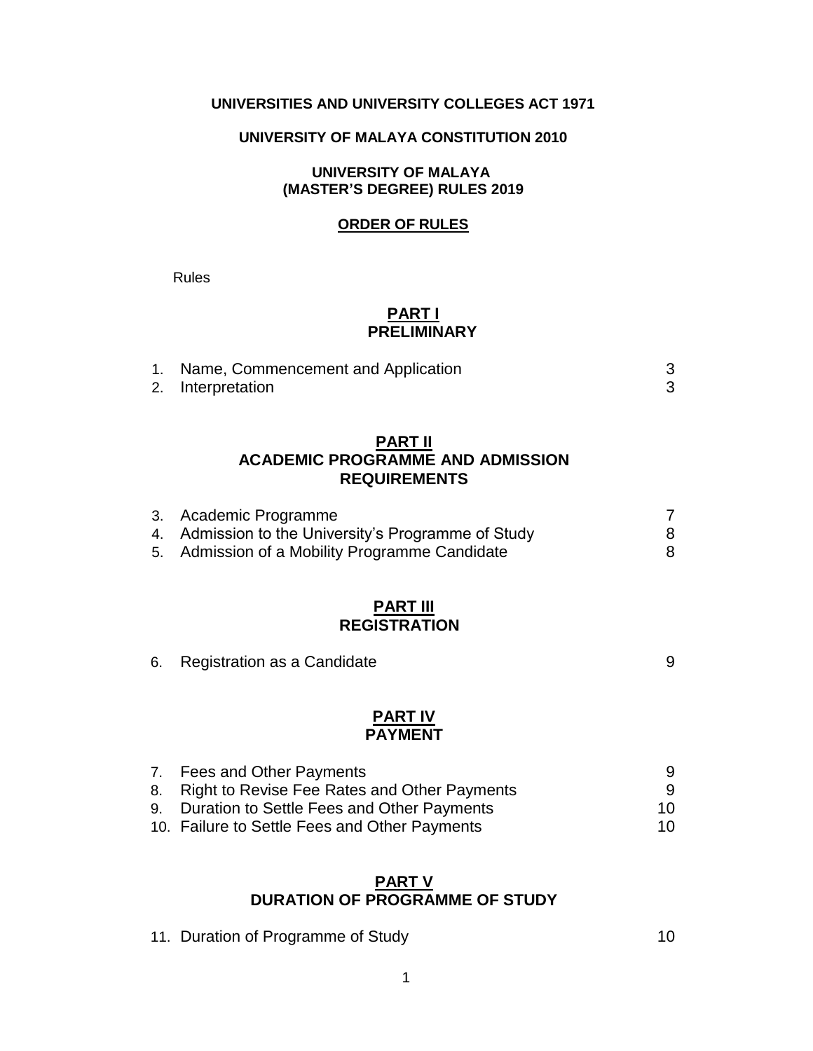**UNIVERSITIES AND UNIVERSITY COLLEGES ACT 1971**

**UNIVERSITY OF MALAYA CONSTITUTION 2010**

**UNIVERSITY OF MALAYA (MASTER'S DEGREE) RULES 2019**

**ORDER OF RULES**

Rules

## PART I PRELIMINARY

| | | |
|---|---|---|
| 1. | Name, Commencement and Application | 3 |
| 2. | Interpretation | 3 |

## PART II ACADEMIC PROGRAMME AND ADMISSION REQUIREMENTS

| | | |
|---|---|---|
| 3. | Academic Programme | 7 |
| 4. | Admission to the University's Programme of Study | 8 |
| 5. | Admission of a Mobility Programme Candidate | 8 |

## PART III REGISTRATION

| | | |
|---|---|---|
| 6. | Registration as a Candidate | 9 |

## PART IV PAYMENT

| | | |
|---|---|---|
| 7. | Fees and Other Payments | 9 |
| 8. | Right to Revise Fee Rates and Other Payments | 9 |
| 9. | Duration to Settle Fees and Other Payments | 10 |
| 10. | Failure to Settle Fees and Other Payments | 10 |

## PART V DURATION OF PROGRAMME OF STUDY

| | | |
|---|---|---|
| 11. | Duration of Programme of Study | 10 |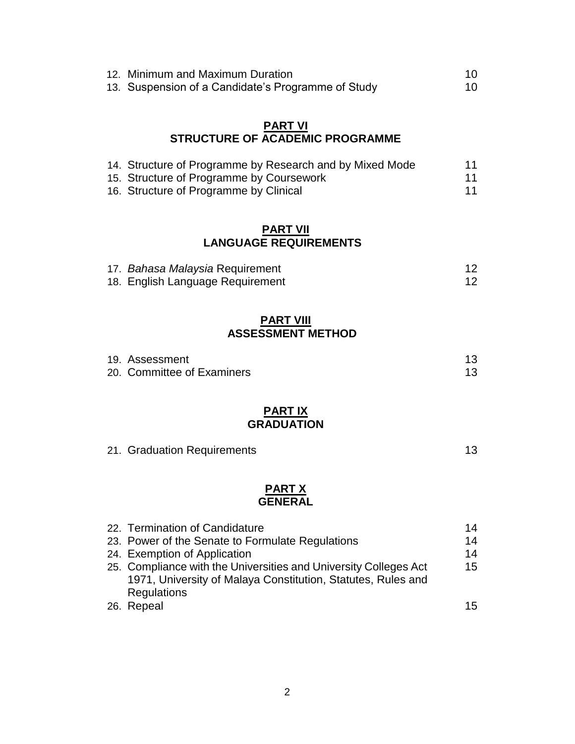| | |
|---|---|
| 12. Minimum and Maximum Duration | 10 |
| 13. Suspension of a Candidate's Programme of Study | 10 |

## PART VI
## STRUCTURE OF ACADEMIC PROGRAMME

| | |
|---|---|
| 14. Structure of Programme by Research and by Mixed Mode | 11 |
| 15. Structure of Programme by Coursework | 11 |
| 16. Structure of Programme by Clinical | 11 |

## PART VII
## LANGUAGE REQUIREMENTS

| | |
|---|---|
| 17. *Bahasa Malaysia* Requirement | 12 |
| 18. English Language Requirement | 12 |

## PART VIII
## ASSESSMENT METHOD

| | |
|---|---|
| 19. Assessment | 13 |
| 20. Committee of Examiners | 13 |

## PART IX
## GRADUATION

| | |
|---|---|
| 21. Graduation Requirements | 13 |

## PART X
## GENERAL

| | |
|---|---|
| 22. Termination of Candidature | 14 |
| 23. Power of the Senate to Formulate Regulations | 14 |
| 24. Exemption of Application | 14 |
| 25. Compliance with the Universities and University Colleges Act 1971, University of Malaya Constitution, Statutes, Rules and Regulations | 15 |
| 26. Repeal | 15 |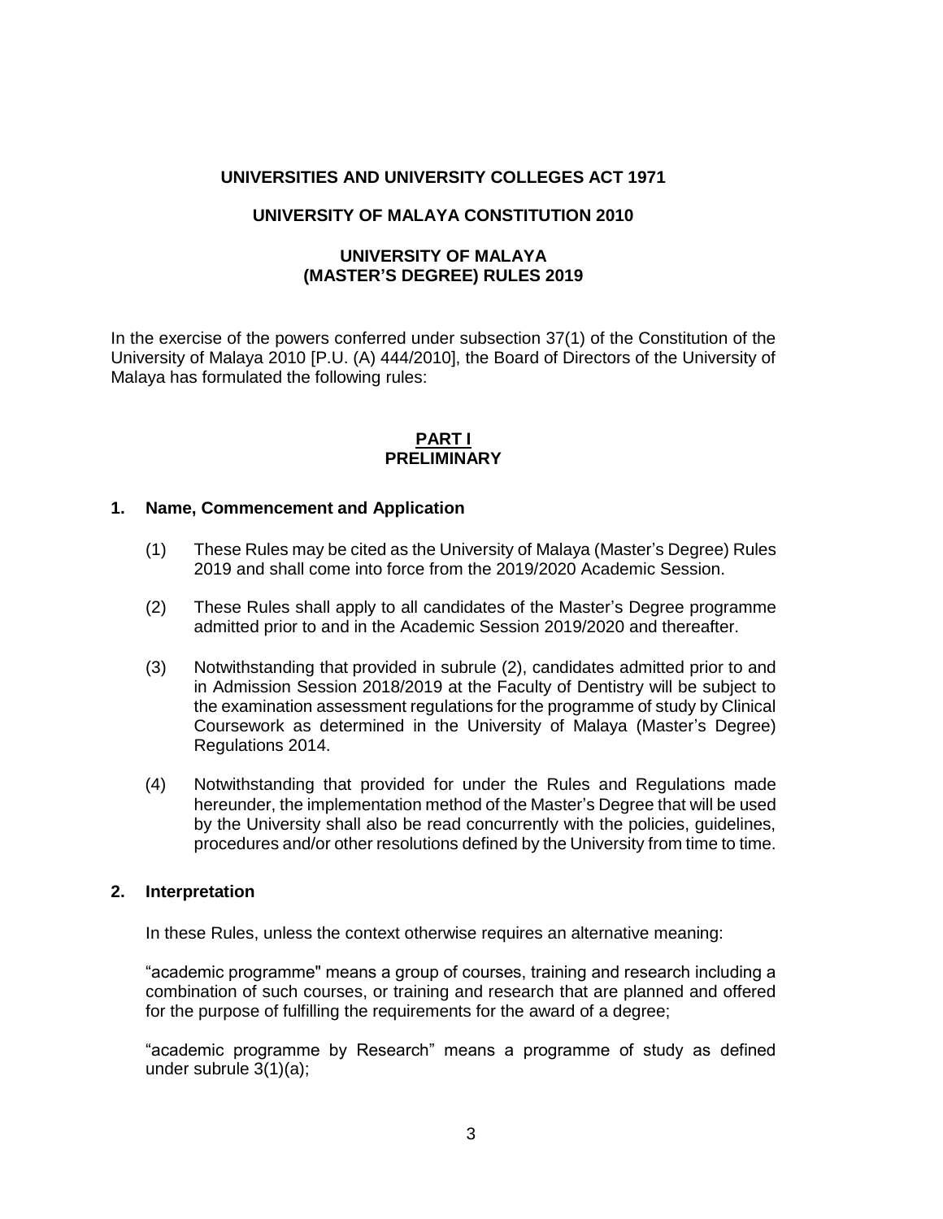**UNIVERSITIES AND UNIVERSITY COLLEGES ACT 1971**

**UNIVERSITY OF MALAYA CONSTITUTION 2010**

**UNIVERSITY OF MALAYA (MASTER'S DEGREE) RULES 2019**

In the exercise of the powers conferred under subsection 37(1) of the Constitution of the University of Malaya 2010 [P.U. (A) 444/2010], the Board of Directors of the University of Malaya has formulated the following rules:

## PART I
## PRELIMINARY

### 1. Name, Commencement and Application

(1) These Rules may be cited as the University of Malaya (Master's Degree) Rules 2019 and shall come into force from the 2019/2020 Academic Session.

(2) These Rules shall apply to all candidates of the Master's Degree programme admitted prior to and in the Academic Session 2019/2020 and thereafter.

(3) Notwithstanding that provided in subrule (2), candidates admitted prior to and in Admission Session 2018/2019 at the Faculty of Dentistry will be subject to the examination assessment regulations for the programme of study by Clinical Coursework as determined in the University of Malaya (Master's Degree) Regulations 2014.

(4) Notwithstanding that provided for under the Rules and Regulations made hereunder, the implementation method of the Master's Degree that will be used by the University shall also be read concurrently with the policies, guidelines, procedures and/or other resolutions defined by the University from time to time.

### 2. Interpretation

In these Rules, unless the context otherwise requires an alternative meaning:

"academic programme" means a group of courses, training and research including a combination of such courses, or training and research that are planned and offered for the purpose of fulfilling the requirements for the award of a degree;

"academic programme by Research" means a programme of study as defined under subrule 3(1)(a);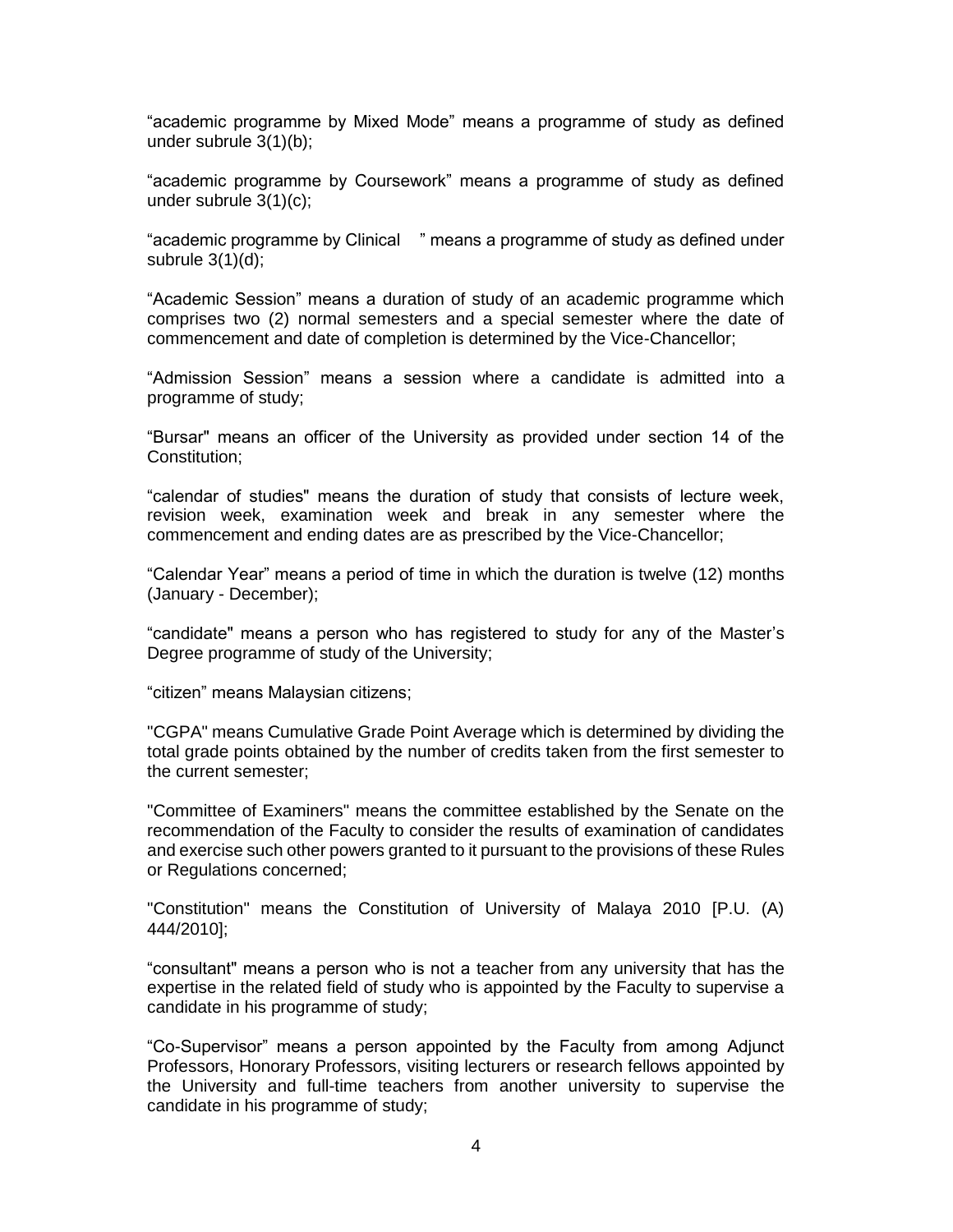“academic programme by Mixed Mode” means a programme of study as defined under subrule 3(1)(b);

“academic programme by Coursework” means a programme of study as defined under subrule 3(1)(c);

“academic programme by Clinical ” means a programme of study as defined under subrule 3(1)(d);

“Academic Session” means a duration of study of an academic programme which comprises two (2) normal semesters and a special semester where the date of commencement and date of completion is determined by the Vice-Chancellor;

“Admission Session” means a session where a candidate is admitted into a programme of study;

“Bursar" means an officer of the University as provided under section 14 of the Constitution;

“calendar of studies" means the duration of study that consists of lecture week, revision week, examination week and break in any semester where the commencement and ending dates are as prescribed by the Vice-Chancellor;

“Calendar Year” means a period of time in which the duration is twelve (12) months (January - December);

“candidate" means a person who has registered to study for any of the Master’s Degree programme of study of the University;

“citizen” means Malaysian citizens;

"CGPA" means Cumulative Grade Point Average which is determined by dividing the total grade points obtained by the number of credits taken from the first semester to the current semester;

"Committee of Examiners" means the committee established by the Senate on the recommendation of the Faculty to consider the results of examination of candidates and exercise such other powers granted to it pursuant to the provisions of these Rules or Regulations concerned;

"Constitution" means the Constitution of University of Malaya 2010 [P.U. (A) 444/2010];

“consultant" means a person who is not a teacher from any university that has the expertise in the related field of study who is appointed by the Faculty to supervise a candidate in his programme of study;

“Co-Supervisor” means a person appointed by the Faculty from among Adjunct Professors, Honorary Professors, visiting lecturers or research fellows appointed by the University and full-time teachers from another university to supervise the candidate in his programme of study;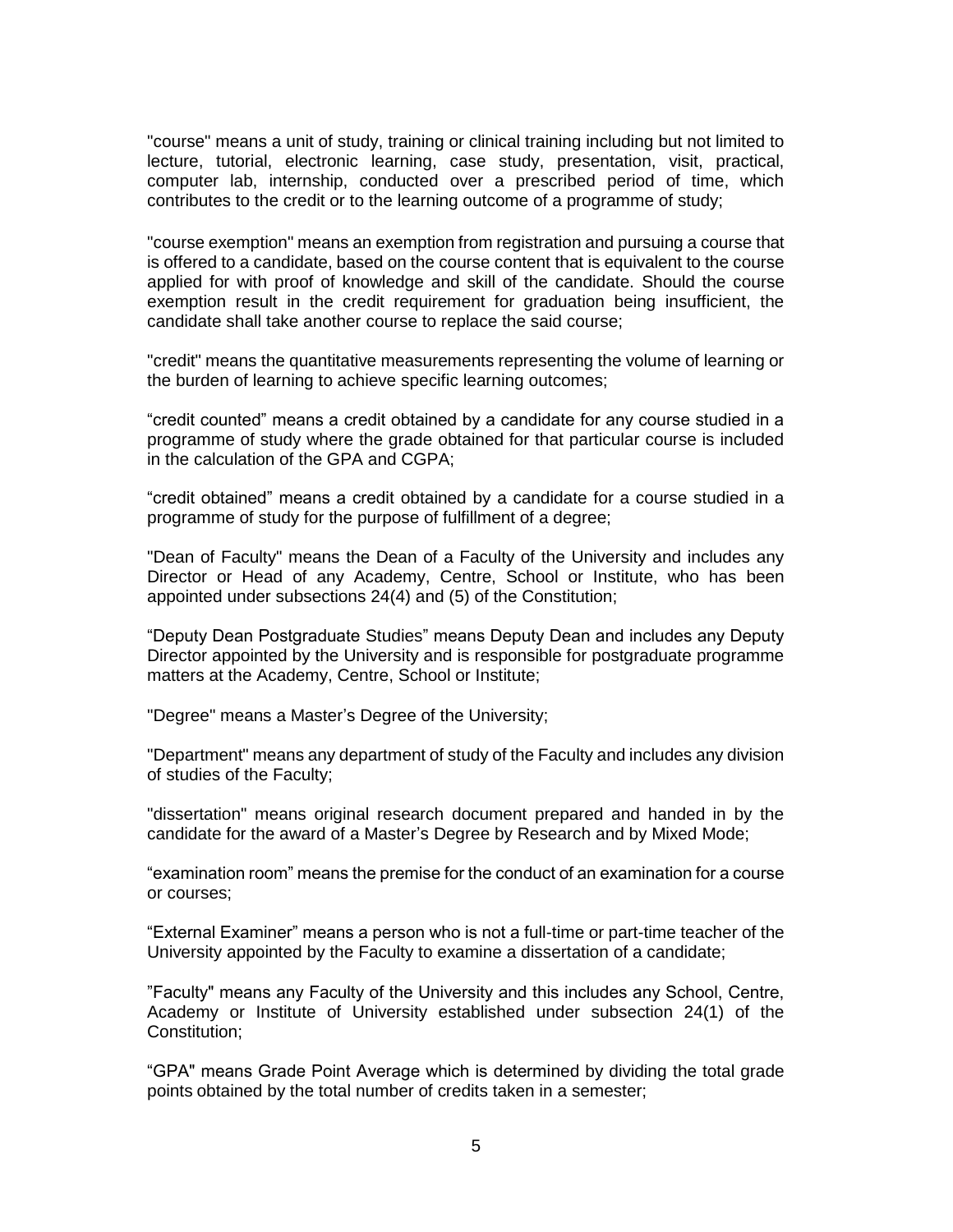"course" means a unit of study, training or clinical training including but not limited to lecture, tutorial, electronic learning, case study, presentation, visit, practical, computer lab, internship, conducted over a prescribed period of time, which contributes to the credit or to the learning outcome of a programme of study;

"course exemption" means an exemption from registration and pursuing a course that is offered to a candidate, based on the course content that is equivalent to the course applied for with proof of knowledge and skill of the candidate. Should the course exemption result in the credit requirement for graduation being insufficient, the candidate shall take another course to replace the said course;

"credit" means the quantitative measurements representing the volume of learning or the burden of learning to achieve specific learning outcomes;

“credit counted” means a credit obtained by a candidate for any course studied in a programme of study where the grade obtained for that particular course is included in the calculation of the GPA and CGPA;

“credit obtained” means a credit obtained by a candidate for a course studied in a programme of study for the purpose of fulfillment of a degree;

"Dean of Faculty" means the Dean of a Faculty of the University and includes any Director or Head of any Academy, Centre, School or Institute, who has been appointed under subsections 24(4) and (5) of the Constitution;

“Deputy Dean Postgraduate Studies” means Deputy Dean and includes any Deputy Director appointed by the University and is responsible for postgraduate programme matters at the Academy, Centre, School or Institute;

"Degree" means a Master’s Degree of the University;

"Department" means any department of study of the Faculty and includes any division of studies of the Faculty;

"dissertation" means original research document prepared and handed in by the candidate for the award of a Master’s Degree by Research and by Mixed Mode;

“examination room” means the premise for the conduct of an examination for a course or courses;

“External Examiner” means a person who is not a full-time or part-time teacher of the University appointed by the Faculty to examine a dissertation of a candidate;

”Faculty" means any Faculty of the University and this includes any School, Centre, Academy or Institute of University established under subsection 24(1) of the Constitution;

“GPA" means Grade Point Average which is determined by dividing the total grade points obtained by the total number of credits taken in a semester;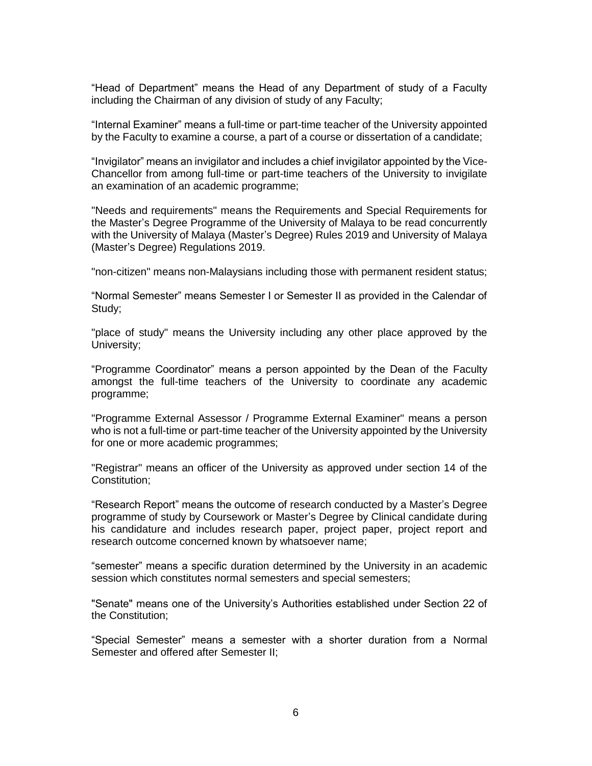“Head of Department” means the Head of any Department of study of a Faculty including the Chairman of any division of study of any Faculty;

“Internal Examiner” means a full-time or part-time teacher of the University appointed by the Faculty to examine a course, a part of a course or dissertation of a candidate;

“Invigilator” means an invigilator and includes a chief invigilator appointed by the Vice-Chancellor from among full-time or part-time teachers of the University to invigilate an examination of an academic programme;

"Needs and requirements" means the Requirements and Special Requirements for the Master’s Degree Programme of the University of Malaya to be read concurrently with the University of Malaya (Master’s Degree) Rules 2019 and University of Malaya (Master’s Degree) Regulations 2019.

"non-citizen" means non-Malaysians including those with permanent resident status;

“Normal Semester” means Semester I or Semester II as provided in the Calendar of Study;

"place of study" means the University including any other place approved by the University;

“Programme Coordinator” means a person appointed by the Dean of the Faculty amongst the full-time teachers of the University to coordinate any academic programme;

"Programme External Assessor / Programme External Examiner" means a person who is not a full-time or part-time teacher of the University appointed by the University for one or more academic programmes;

"Registrar" means an officer of the University as approved under section 14 of the Constitution;

“Research Report” means the outcome of research conducted by a Master’s Degree programme of study by Coursework or Master’s Degree by Clinical candidate during his candidature and includes research paper, project paper, project report and research outcome concerned known by whatsoever name;

“semester” means a specific duration determined by the University in an academic session which constitutes normal semesters and special semesters;

"Senate" means one of the University’s Authorities established under Section 22 of the Constitution;

“Special Semester” means a semester with a shorter duration from a Normal Semester and offered after Semester II;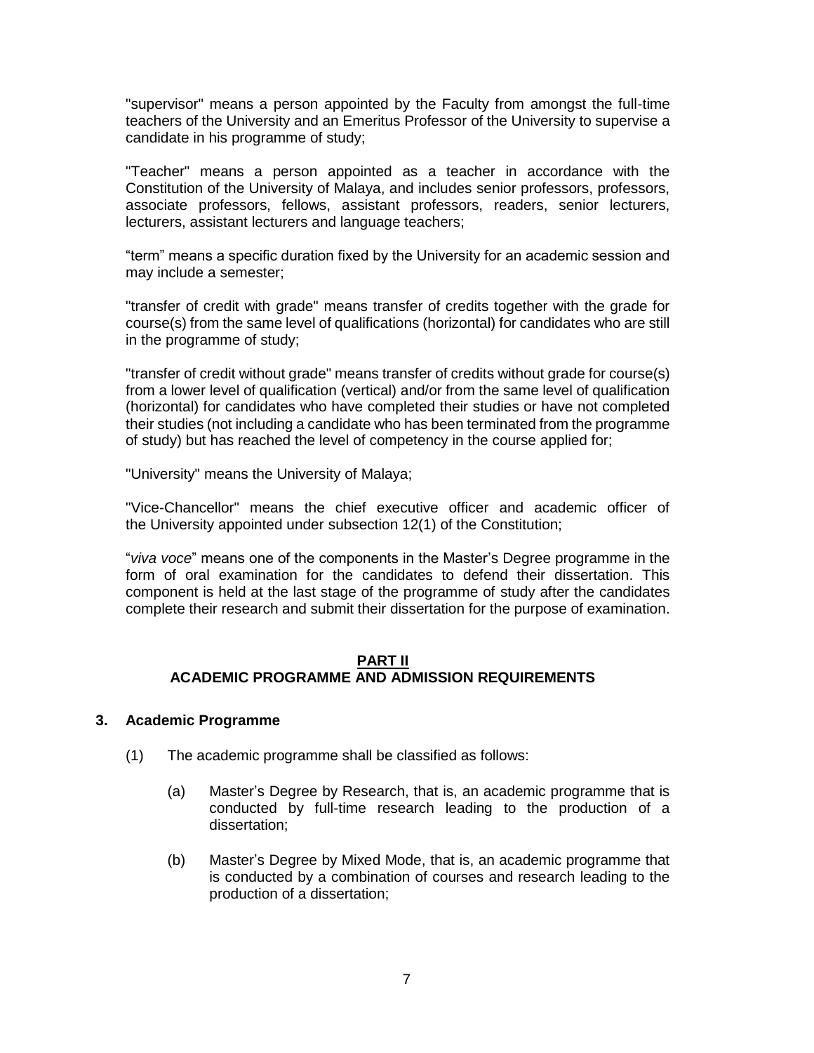"supervisor" means a person appointed by the Faculty from amongst the full-time teachers of the University and an Emeritus Professor of the University to supervise a candidate in his programme of study;

"Teacher" means a person appointed as a teacher in accordance with the Constitution of the University of Malaya, and includes senior professors, professors, associate professors, fellows, assistant professors, readers, senior lecturers, lecturers, assistant lecturers and language teachers;

"term" means a specific duration fixed by the University for an academic session and may include a semester;

"transfer of credit with grade" means transfer of credits together with the grade for course(s) from the same level of qualifications (horizontal) for candidates who are still in the programme of study;

"transfer of credit without grade" means transfer of credits without grade for course(s) from a lower level of qualification (vertical) and/or from the same level of qualification (horizontal) for candidates who have completed their studies or have not completed their studies (not including a candidate who has been terminated from the programme of study) but has reached the level of competency in the course applied for;

"University" means the University of Malaya;

"Vice-Chancellor" means the chief executive officer and academic officer of the University appointed under subsection 12(1) of the Constitution;

"*viva voce*" means one of the components in the Master's Degree programme in the form of oral examination for the candidates to defend their dissertation. This component is held at the last stage of the programme of study after the candidates complete their research and submit their dissertation for the purpose of examination.

## PART II
## ACADEMIC PROGRAMME AND ADMISSION REQUIREMENTS

### 3. Academic Programme

(1) The academic programme shall be classified as follows:

(a) Master's Degree by Research, that is, an academic programme that is conducted by full-time research leading to the production of a dissertation;

(b) Master's Degree by Mixed Mode, that is, an academic programme that is conducted by a combination of courses and research leading to the production of a dissertation;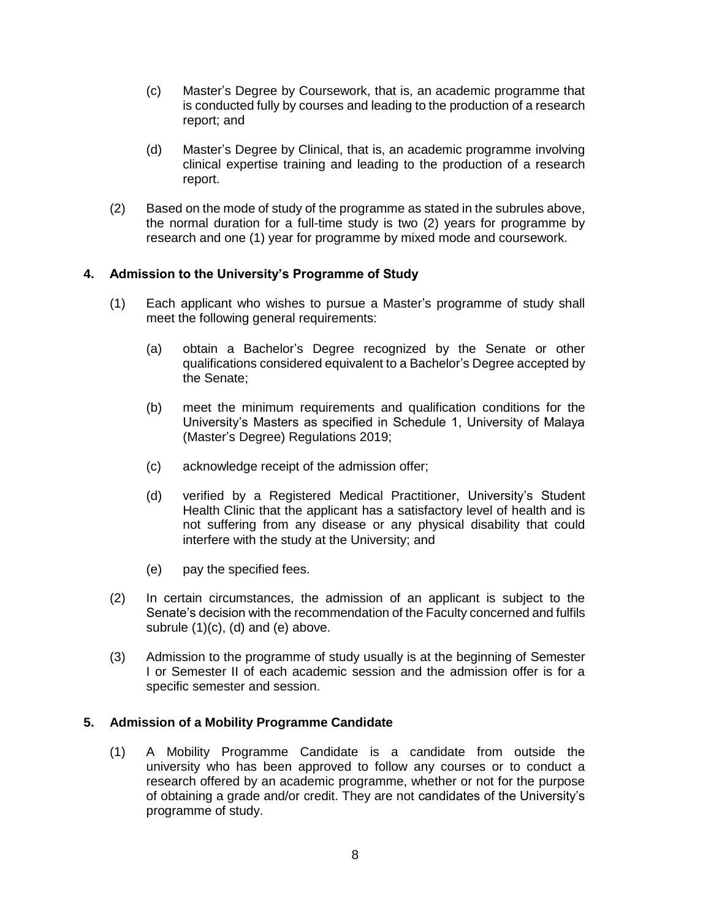(c) Master's Degree by Coursework, that is, an academic programme that is conducted fully by courses and leading to the production of a research report; and

(d) Master's Degree by Clinical, that is, an academic programme involving clinical expertise training and leading to the production of a research report.

(2) Based on the mode of study of the programme as stated in the subrules above, the normal duration for a full-time study is two (2) years for programme by research and one (1) year for programme by mixed mode and coursework.

**4. Admission to the University's Programme of Study**

(1) Each applicant who wishes to pursue a Master's programme of study shall meet the following general requirements:

(a) obtain a Bachelor's Degree recognized by the Senate or other qualifications considered equivalent to a Bachelor's Degree accepted by the Senate;

(b) meet the minimum requirements and qualification conditions for the University's Masters as specified in Schedule 1, University of Malaya (Master's Degree) Regulations 2019;

(c) acknowledge receipt of the admission offer;

(d) verified by a Registered Medical Practitioner, University's Student Health Clinic that the applicant has a satisfactory level of health and is not suffering from any disease or any physical disability that could interfere with the study at the University; and

(e) pay the specified fees.

(2) In certain circumstances, the admission of an applicant is subject to the Senate's decision with the recommendation of the Faculty concerned and fulfils subrule (1)(c), (d) and (e) above.

(3) Admission to the programme of study usually is at the beginning of Semester I or Semester II of each academic session and the admission offer is for a specific semester and session.

**5. Admission of a Mobility Programme Candidate**

(1) A Mobility Programme Candidate is a candidate from outside the university who has been approved to follow any courses or to conduct a research offered by an academic programme, whether or not for the purpose of obtaining a grade and/or credit. They are not candidates of the University's programme of study.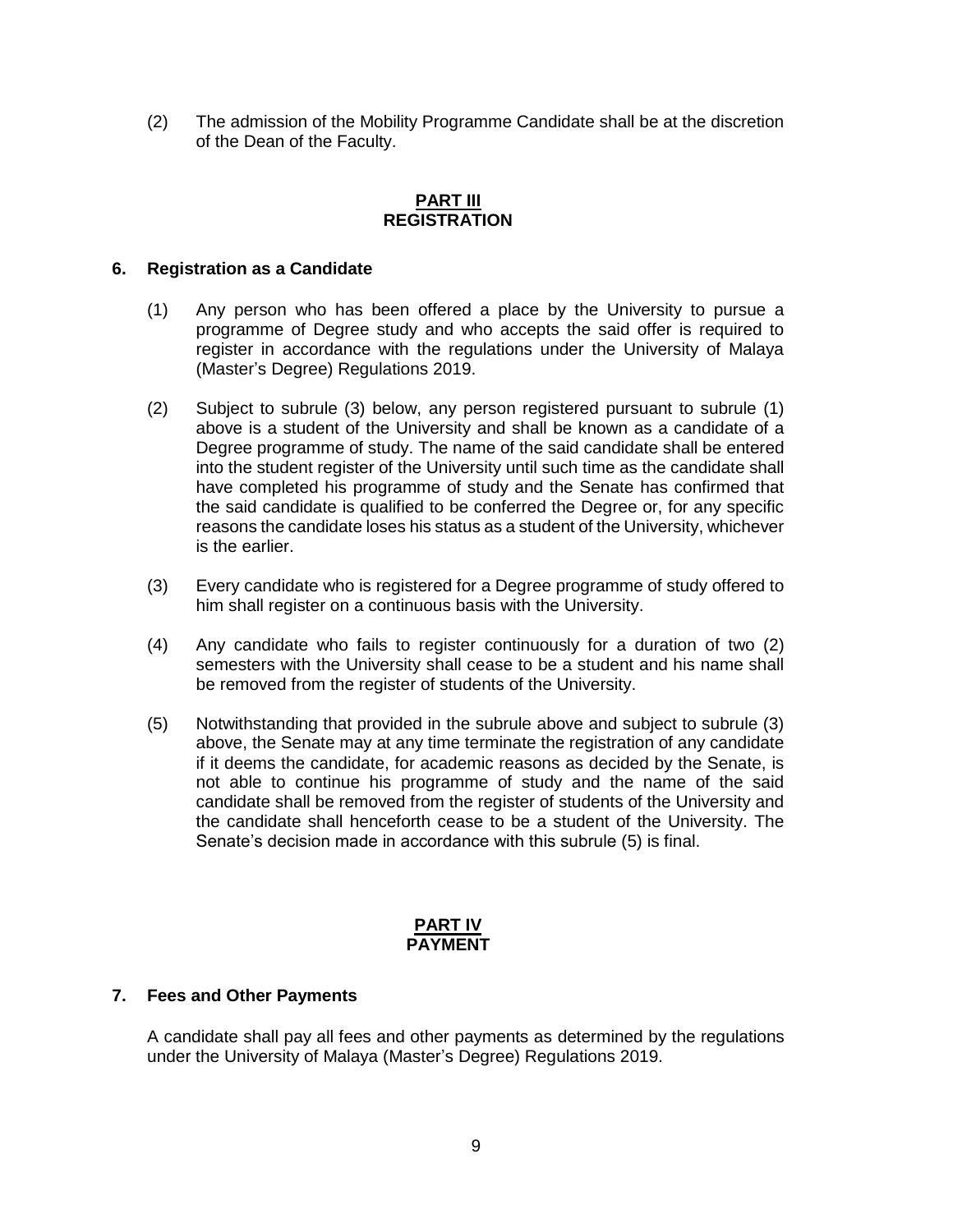(2) The admission of the Mobility Programme Candidate shall be at the discretion of the Dean of the Faculty.

## PART III
## REGISTRATION

### 6. Registration as a Candidate

(1) Any person who has been offered a place by the University to pursue a programme of Degree study and who accepts the said offer is required to register in accordance with the regulations under the University of Malaya (Master's Degree) Regulations 2019.

(2) Subject to subrule (3) below, any person registered pursuant to subrule (1) above is a student of the University and shall be known as a candidate of a Degree programme of study. The name of the said candidate shall be entered into the student register of the University until such time as the candidate shall have completed his programme of study and the Senate has confirmed that the said candidate is qualified to be conferred the Degree or, for any specific reasons the candidate loses his status as a student of the University, whichever is the earlier.

(3) Every candidate who is registered for a Degree programme of study offered to him shall register on a continuous basis with the University.

(4) Any candidate who fails to register continuously for a duration of two (2) semesters with the University shall cease to be a student and his name shall be removed from the register of students of the University.

(5) Notwithstanding that provided in the subrule above and subject to subrule (3) above, the Senate may at any time terminate the registration of any candidate if it deems the candidate, for academic reasons as decided by the Senate, is not able to continue his programme of study and the name of the said candidate shall be removed from the register of students of the University and the candidate shall henceforth cease to be a student of the University. The Senate's decision made in accordance with this subrule (5) is final.

## PART IV
## PAYMENT

### 7. Fees and Other Payments

A candidate shall pay all fees and other payments as determined by the regulations under the University of Malaya (Master's Degree) Regulations 2019.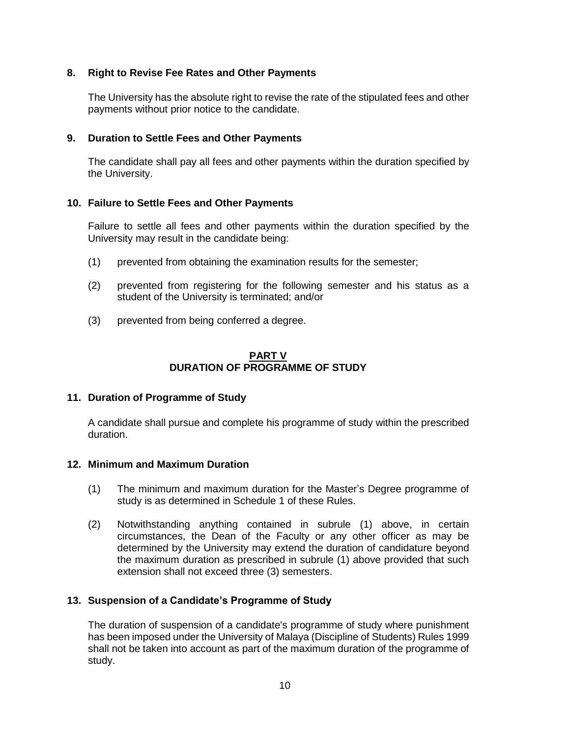### 8. Right to Revise Fee Rates and Other Payments

The University has the absolute right to revise the rate of the stipulated fees and other payments without prior notice to the candidate.

### 9. Duration to Settle Fees and Other Payments

The candidate shall pay all fees and other payments within the duration specified by the University.

### 10. Failure to Settle Fees and Other Payments

Failure to settle all fees and other payments within the duration specified by the University may result in the candidate being:

(1) prevented from obtaining the examination results for the semester;

(2) prevented from registering for the following semester and his status as a student of the University is terminated; and/or

(3) prevented from being conferred a degree.

## PART V
## DURATION OF PROGRAMME OF STUDY

### 11. Duration of Programme of Study

A candidate shall pursue and complete his programme of study within the prescribed duration.

### 12. Minimum and Maximum Duration

(1) The minimum and maximum duration for the Master's Degree programme of study is as determined in Schedule 1 of these Rules.

(2) Notwithstanding anything contained in subrule (1) above, in certain circumstances, the Dean of the Faculty or any other officer as may be determined by the University may extend the duration of candidature beyond the maximum duration as prescribed in subrule (1) above provided that such extension shall not exceed three (3) semesters.

### 13. Suspension of a Candidate's Programme of Study

The duration of suspension of a candidate's programme of study where punishment has been imposed under the University of Malaya (Discipline of Students) Rules 1999 shall not be taken into account as part of the maximum duration of the programme of study.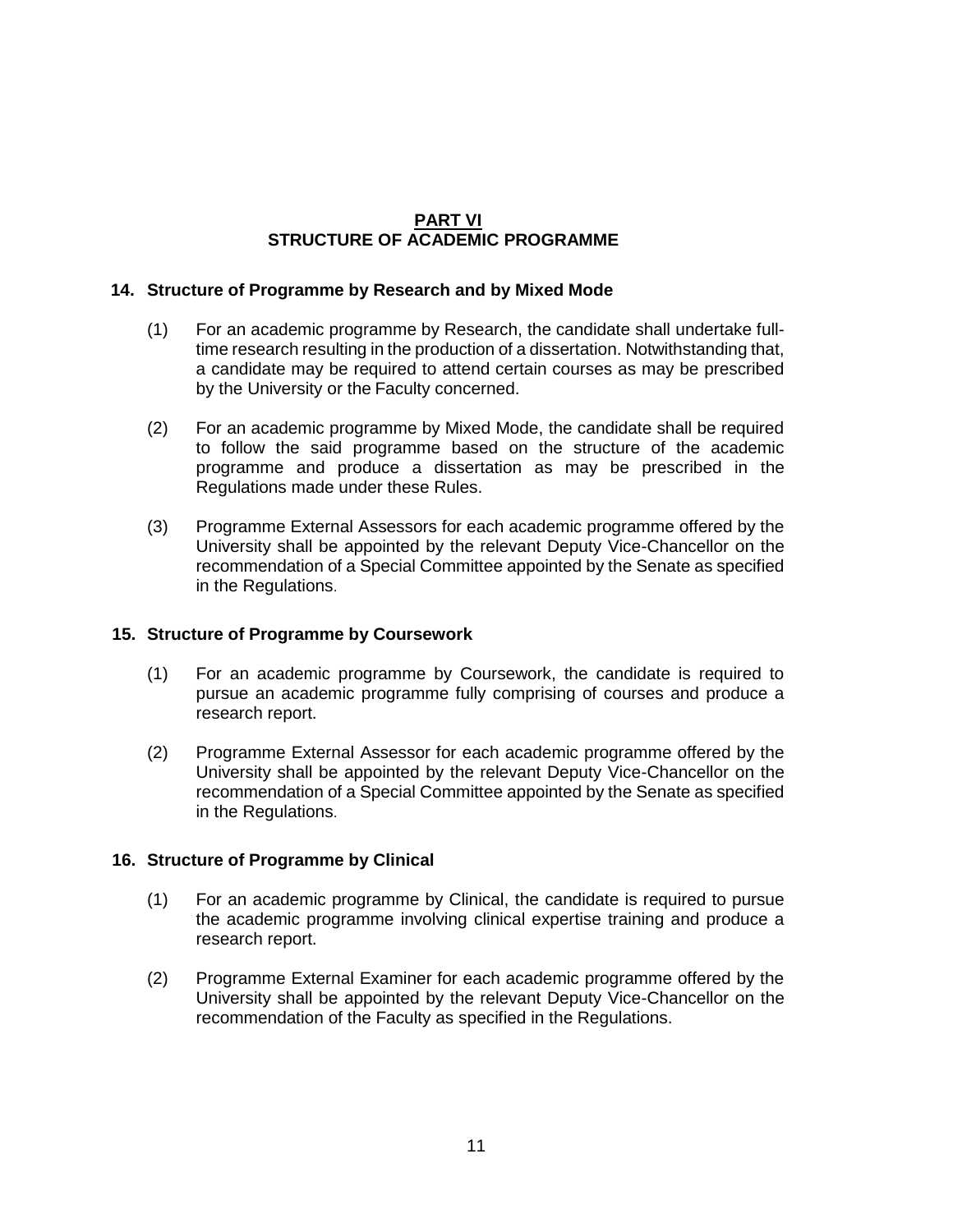## PART VI
## STRUCTURE OF ACADEMIC PROGRAMME

### 14. Structure of Programme by Research and by Mixed Mode

(1) For an academic programme by Research, the candidate shall undertake full-time research resulting in the production of a dissertation. Notwithstanding that, a candidate may be required to attend certain courses as may be prescribed by the University or the Faculty concerned.

(2) For an academic programme by Mixed Mode, the candidate shall be required to follow the said programme based on the structure of the academic programme and produce a dissertation as may be prescribed in the Regulations made under these Rules.

(3) Programme External Assessors for each academic programme offered by the University shall be appointed by the relevant Deputy Vice-Chancellor on the recommendation of a Special Committee appointed by the Senate as specified in the Regulations.

### 15. Structure of Programme by Coursework

(1) For an academic programme by Coursework, the candidate is required to pursue an academic programme fully comprising of courses and produce a research report.

(2) Programme External Assessor for each academic programme offered by the University shall be appointed by the relevant Deputy Vice-Chancellor on the recommendation of a Special Committee appointed by the Senate as specified in the Regulations.

### 16. Structure of Programme by Clinical

(1) For an academic programme by Clinical, the candidate is required to pursue the academic programme involving clinical expertise training and produce a research report.

(2) Programme External Examiner for each academic programme offered by the University shall be appointed by the relevant Deputy Vice-Chancellor on the recommendation of the Faculty as specified in the Regulations.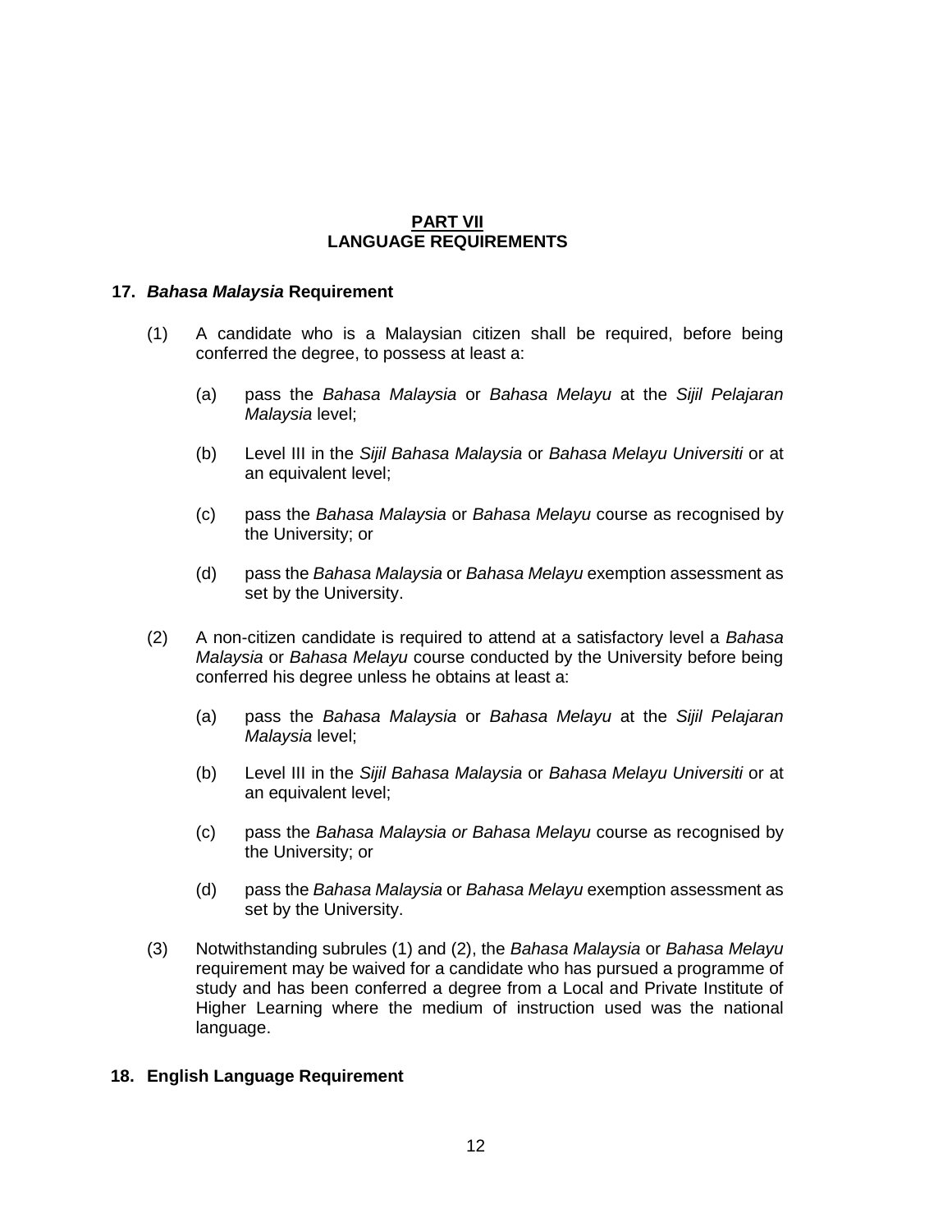# PART VII
# LANGUAGE REQUIREMENTS

## 17. *Bahasa Malaysia* Requirement

(1) A candidate who is a Malaysian citizen shall be required, before being conferred the degree, to possess at least a:

(a) pass the *Bahasa Malaysia* or *Bahasa Melayu* at the *Sijil Pelajaran Malaysia* level;

(b) Level III in the *Sijil Bahasa Malaysia* or *Bahasa Melayu Universiti* or at an equivalent level;

(c) pass the *Bahasa Malaysia* or *Bahasa Melayu* course as recognised by the University; or

(d) pass the *Bahasa Malaysia* or *Bahasa Melayu* exemption assessment as set by the University.

(2) A non-citizen candidate is required to attend at a satisfactory level a *Bahasa Malaysia* or *Bahasa Melayu* course conducted by the University before being conferred his degree unless he obtains at least a:

(a) pass the *Bahasa Malaysia* or *Bahasa Melayu* at the *Sijil Pelajaran Malaysia* level;

(b) Level III in the *Sijil Bahasa Malaysia* or *Bahasa Melayu Universiti* or at an equivalent level;

(c) pass the *Bahasa Malaysia or Bahasa Melayu* course as recognised by the University; or

(d) pass the *Bahasa Malaysia* or *Bahasa Melayu* exemption assessment as set by the University.

(3) Notwithstanding subrules (1) and (2), the *Bahasa Malaysia* or *Bahasa Melayu* requirement may be waived for a candidate who has pursued a programme of study and has been conferred a degree from a Local and Private Institute of Higher Learning where the medium of instruction used was the national language.

## 18. English Language Requirement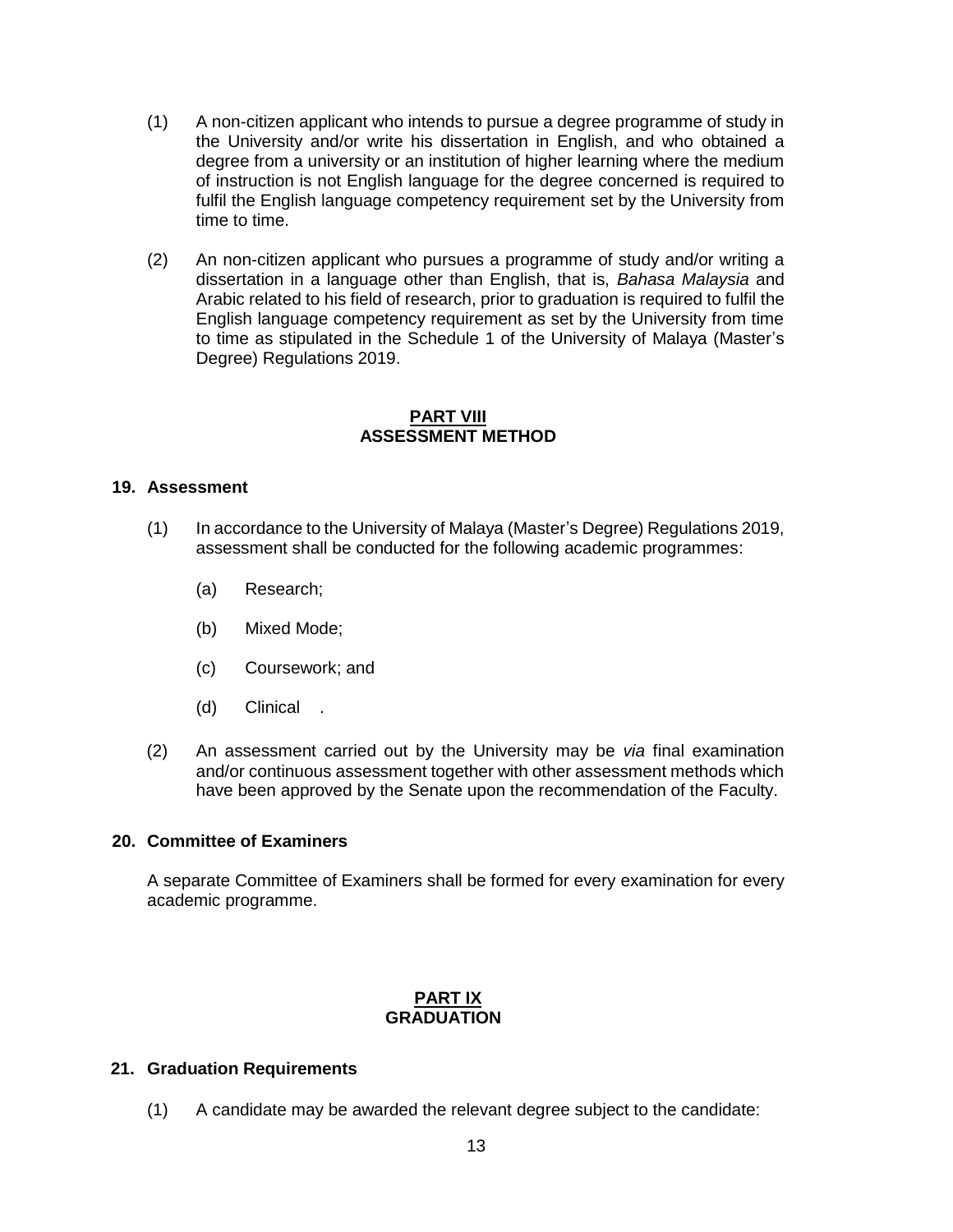(1) A non-citizen applicant who intends to pursue a degree programme of study in the University and/or write his dissertation in English, and who obtained a degree from a university or an institution of higher learning where the medium of instruction is not English language for the degree concerned is required to fulfil the English language competency requirement set by the University from time to time.

(2) An non-citizen applicant who pursues a programme of study and/or writing a dissertation in a language other than English, that is, *Bahasa Malaysia* and Arabic related to his field of research, prior to graduation is required to fulfil the English language competency requirement as set by the University from time to time as stipulated in the Schedule 1 of the University of Malaya (Master's Degree) Regulations 2019.

## PART VIII
## ASSESSMENT METHOD

### 19. Assessment

(1) In accordance to the University of Malaya (Master's Degree) Regulations 2019, assessment shall be conducted for the following academic programmes:

(a) Research;

(b) Mixed Mode;

(c) Coursework; and

(d) Clinical .

(2) An assessment carried out by the University may be *via* final examination and/or continuous assessment together with other assessment methods which have been approved by the Senate upon the recommendation of the Faculty.

### 20. Committee of Examiners

A separate Committee of Examiners shall be formed for every examination for every academic programme.

## PART IX
## GRADUATION

### 21. Graduation Requirements

(1) A candidate may be awarded the relevant degree subject to the candidate: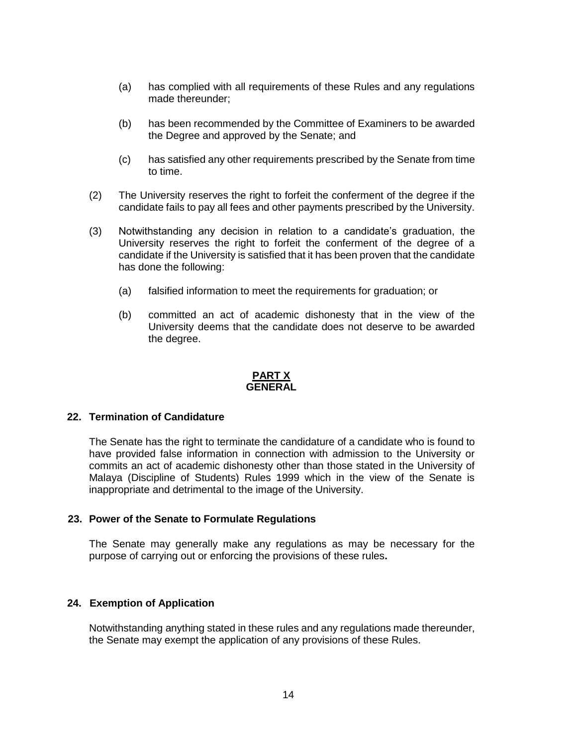(a) has complied with all requirements of these Rules and any regulations made thereunder;

(b) has been recommended by the Committee of Examiners to be awarded the Degree and approved by the Senate; and

(c) has satisfied any other requirements prescribed by the Senate from time to time.

(2) The University reserves the right to forfeit the conferment of the degree if the candidate fails to pay all fees and other payments prescribed by the University.

(3) Notwithstanding any decision in relation to a candidate's graduation, the University reserves the right to forfeit the conferment of the degree of a candidate if the University is satisfied that it has been proven that the candidate has done the following:

(a) falsified information to meet the requirements for graduation; or

(b) committed an act of academic dishonesty that in the view of the University deems that the candidate does not deserve to be awarded the degree.

## PART X
## GENERAL

### 22. Termination of Candidature

The Senate has the right to terminate the candidature of a candidate who is found to have provided false information in connection with admission to the University or commits an act of academic dishonesty other than those stated in the University of Malaya (Discipline of Students) Rules 1999 which in the view of the Senate is inappropriate and detrimental to the image of the University.

### 23. Power of the Senate to Formulate Regulations

The Senate may generally make any regulations as may be necessary for the purpose of carrying out or enforcing the provisions of these rules**.**

### 24. Exemption of Application

Notwithstanding anything stated in these rules and any regulations made thereunder, the Senate may exempt the application of any provisions of these Rules.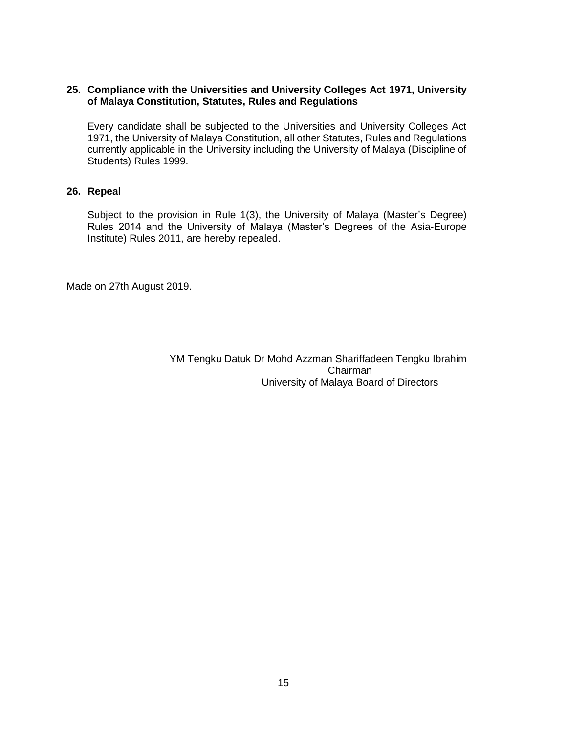**25. Compliance with the Universities and University Colleges Act 1971, University of Malaya Constitution, Statutes, Rules and Regulations**

Every candidate shall be subjected to the Universities and University Colleges Act 1971, the University of Malaya Constitution, all other Statutes, Rules and Regulations currently applicable in the University including the University of Malaya (Discipline of Students) Rules 1999.

**26. Repeal**

Subject to the provision in Rule 1(3), the University of Malaya (Master's Degree) Rules 2014 and the University of Malaya (Master's Degrees of the Asia-Europe Institute) Rules 2011, are hereby repealed.

Made on 27th August 2019.

YM Tengku Datuk Dr Mohd Azzman Shariffadeen Tengku Ibrahim
Chairman
University of Malaya Board of Directors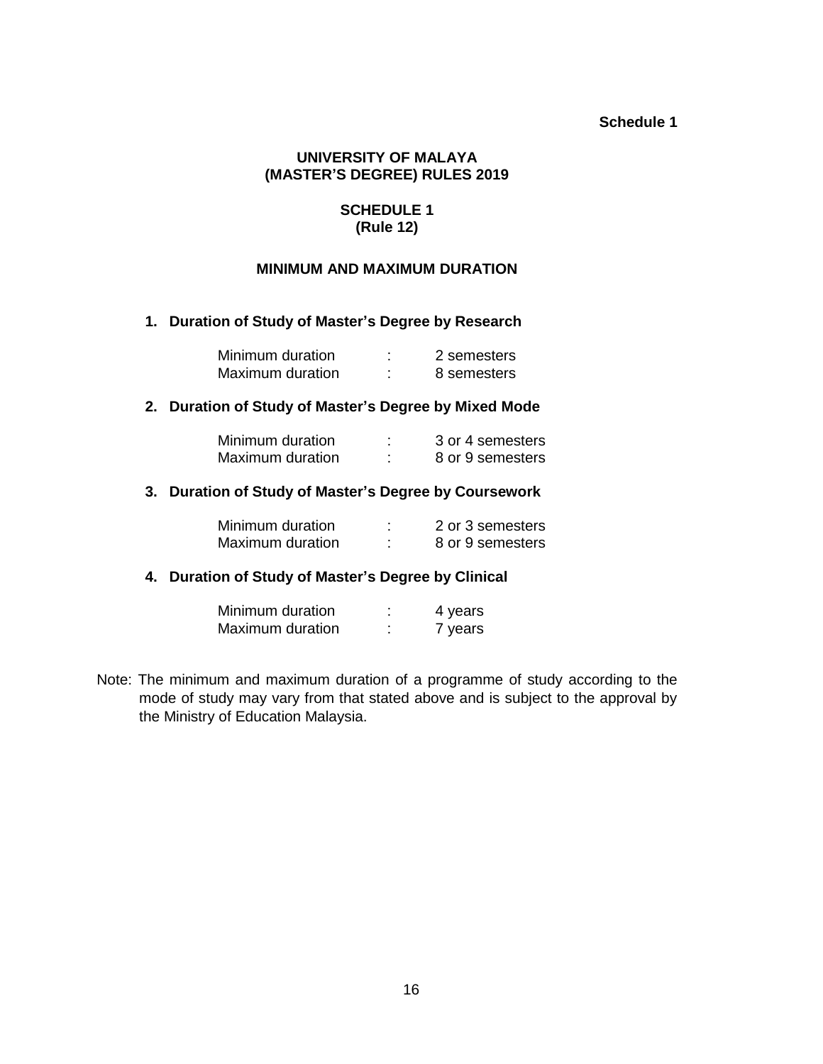**Schedule 1**

# UNIVERSITY OF MALAYA
# (MASTER'S DEGREE) RULES 2019

## SCHEDULE 1
## (Rule 12)

## MINIMUM AND MAXIMUM DURATION

### 1. Duration of Study of Master's Degree by Research

| | | |
|---|---|---|
| Minimum duration | : | 2 semesters |
| Maximum duration | : | 8 semesters |

### 2. Duration of Study of Master's Degree by Mixed Mode

| | | |
|---|---|---|
| Minimum duration | : | 3 or 4 semesters |
| Maximum duration | : | 8 or 9 semesters |

### 3. Duration of Study of Master's Degree by Coursework

| | | |
|---|---|---|
| Minimum duration | : | 2 or 3 semesters |
| Maximum duration | : | 8 or 9 semesters |

### 4. Duration of Study of Master's Degree by Clinical

| | | |
|---|---|---|
| Minimum duration | : | 4 years |
| Maximum duration | : | 7 years |

Note: The minimum and maximum duration of a programme of study according to the mode of study may vary from that stated above and is subject to the approval by the Ministry of Education Malaysia.